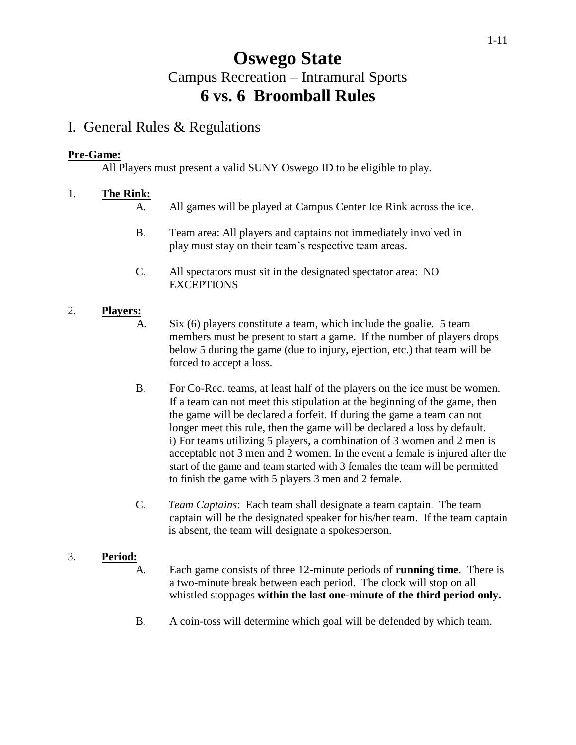// Oswego State
## Campus Recreation – Intramural Sports
## 6 vs. 6 Broomball Rules

## I. General Rules & Regulations

**Pre-Game:**

All Players must present a valid SUNY Oswego ID to be eligible to play.

1. **The Rink:**
   - A. All games will be played at Campus Center Ice Rink across the ice.
   - B. Team area: All players and captains not immediately involved in play must stay on their team's respective team areas.
   - C. All spectators must sit in the designated spectator area: NO EXCEPTIONS

2. **Players:**
   - A. Six (6) players constitute a team, which include the goalie. 5 team members must be present to start a game. If the number of players drops below 5 during the game (due to injury, ejection, etc.) that team will be forced to accept a loss.
   - B. For Co-Rec. teams, at least half of the players on the ice must be women. If a team can not meet this stipulation at the beginning of the game, then the game will be declared a forfeit. If during the game a team can not longer meet this rule, then the game will be declared a loss by default.
     i) For teams utilizing 5 players, a combination of 3 women and 2 men is acceptable not 3 men and 2 women. In the event a female is injured after the start of the game and team started with 3 females the team will be permitted to finish the game with 5 players 3 men and 2 female.
   - C. *Team Captains*: Each team shall designate a team captain. The team captain will be the designated speaker for his/her team. If the team captain is absent, the team will designate a spokesperson.

3. **Period:**
   - A. Each game consists of three 12-minute periods of **running time**. There is a two-minute break between each period. The clock will stop on all whistled stoppages **within the last one-minute of the third period only.**
   - B. A coin-toss will determine which goal will be defended by which team.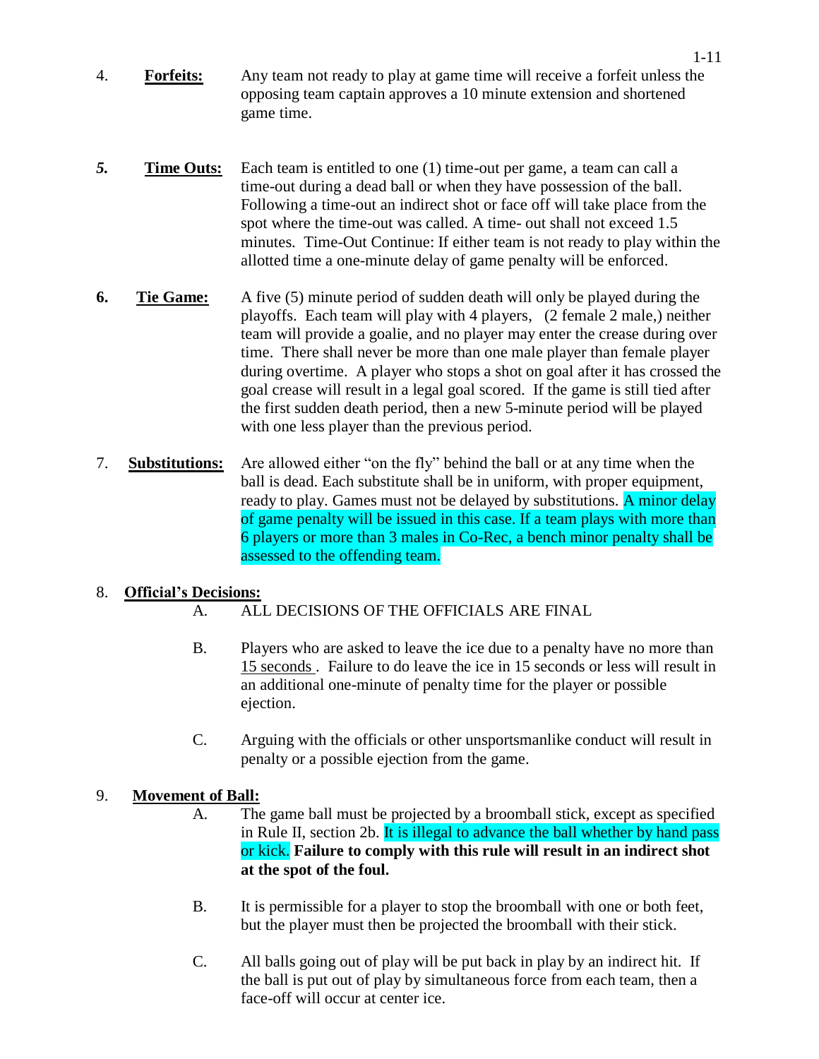4. **Forfeits:** Any team not ready to play at game time will receive a forfeit unless the opposing team captain approves a 10 minute extension and shortened game time.

*5.* **Time Outs:** Each team is entitled to one (1) time-out per game, a team can call a time-out during a dead ball or when they have possession of the ball. Following a time-out an indirect shot or face off will take place from the spot where the time-out was called. A time- out shall not exceed 1.5 minutes. Time-Out Continue: If either team is not ready to play within the allotted time a one-minute delay of game penalty will be enforced.

**6.** **Tie Game:** A five (5) minute period of sudden death will only be played during the playoffs. Each team will play with 4 players, (2 female 2 male,) neither team will provide a goalie, and no player may enter the crease during over time. There shall never be more than one male player than female player during overtime. A player who stops a shot on goal after it has crossed the goal crease will result in a legal goal scored. If the game is still tied after the first sudden death period, then a new 5-minute period will be played with one less player than the previous period.

7. **Substitutions:** Are allowed either "on the fly" behind the ball or at any time when the ball is dead. Each substitute shall be in uniform, with proper equipment, ready to play. Games must not be delayed by substitutions. A minor delay of game penalty will be issued in this case. If a team plays with more than 6 players or more than 3 males in Co-Rec, a bench minor penalty shall be assessed to the offending team.

8. **Official's Decisions:**

   A. ALL DECISIONS OF THE OFFICIALS ARE FINAL

   B. Players who are asked to leave the ice due to a penalty have no more than 15 seconds . Failure to do leave the ice in 15 seconds or less will result in an additional one-minute of penalty time for the player or possible ejection.

   C. Arguing with the officials or other unsportsmanlike conduct will result in penalty or a possible ejection from the game.

9. **Movement of Ball:**

   A. The game ball must be projected by a broomball stick, except as specified in Rule II, section 2b. It is illegal to advance the ball whether by hand pass or kick. **Failure to comply with this rule will result in an indirect shot at the spot of the foul.**

   B. It is permissible for a player to stop the broomball with one or both feet, but the player must then be projected the broomball with their stick.

   C. All balls going out of play will be put back in play by an indirect hit. If the ball is put out of play by simultaneous force from each team, then a face-off will occur at center ice.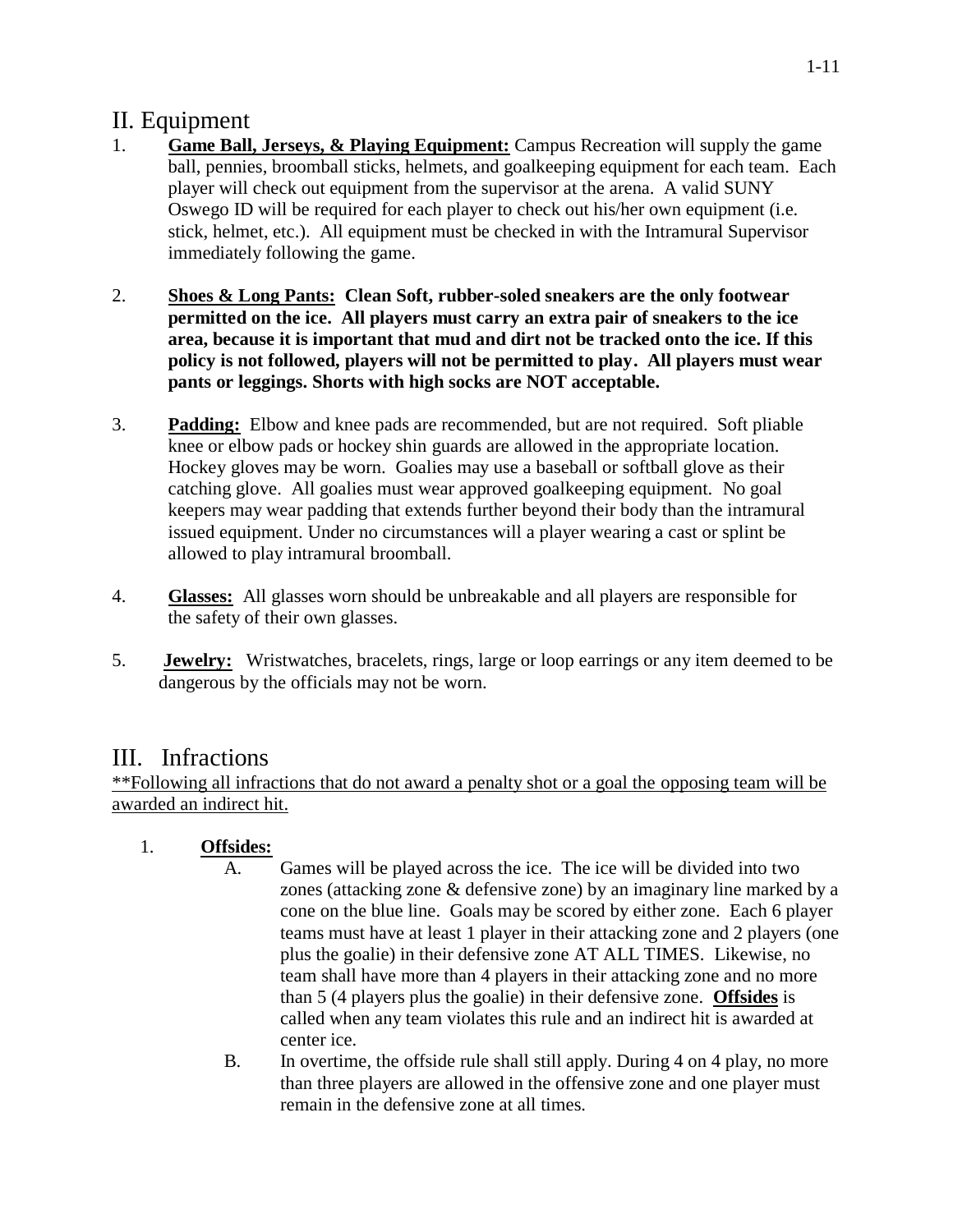## II. Equipment

1. **<u>Game Ball, Jerseys, & Playing Equipment:</u>** Campus Recreation will supply the game ball, pennies, broomball sticks, helmets, and goalkeeping equipment for each team. Each player will check out equipment from the supervisor at the arena. A valid SUNY Oswego ID will be required for each player to check out his/her own equipment (i.e. stick, helmet, etc.). All equipment must be checked in with the Intramural Supervisor immediately following the game.

2. **<u>Shoes & Long Pants:</u> Clean Soft, rubber-soled sneakers are the only footwear permitted on the ice. All players must carry an extra pair of sneakers to the ice area, because it is important that mud and dirt not be tracked onto the ice. If this policy is not followed, players will not be permitted to play. All players must wear pants or leggings. Shorts with high socks are NOT acceptable.**

3. **<u>Padding:</u>** Elbow and knee pads are recommended, but are not required. Soft pliable knee or elbow pads or hockey shin guards are allowed in the appropriate location. Hockey gloves may be worn. Goalies may use a baseball or softball glove as their catching glove. All goalies must wear approved goalkeeping equipment. No goal keepers may wear padding that extends further beyond their body than the intramural issued equipment. Under no circumstances will a player wearing a cast or splint be allowed to play intramural broomball.

4. **<u>Glasses:</u>** All glasses worn should be unbreakable and all players are responsible for the safety of their own glasses.

5. **<u>Jewelry:</u>** Wristwatches, bracelets, rings, large or loop earrings or any item deemed to be dangerous by the officials may not be worn.

## III. Infractions

<u>**Following all infractions that do not award a penalty shot or a goal the opposing team will be awarded an indirect hit.</u>

1. **<u>Offsides:</u>**
   A. Games will be played across the ice. The ice will be divided into two zones (attacking zone & defensive zone) by an imaginary line marked by a cone on the blue line. Goals may be scored by either zone. Each 6 player teams must have at least 1 player in their attacking zone and 2 players (one plus the goalie) in their defensive zone AT ALL TIMES. Likewise, no team shall have more than 4 players in their attacking zone and no more than 5 (4 players plus the goalie) in their defensive zone. **<u>Offsides</u>** is called when any team violates this rule and an indirect hit is awarded at center ice.

   B. In overtime, the offside rule shall still apply. During 4 on 4 play, no more than three players are allowed in the offensive zone and one player must remain in the defensive zone at all times.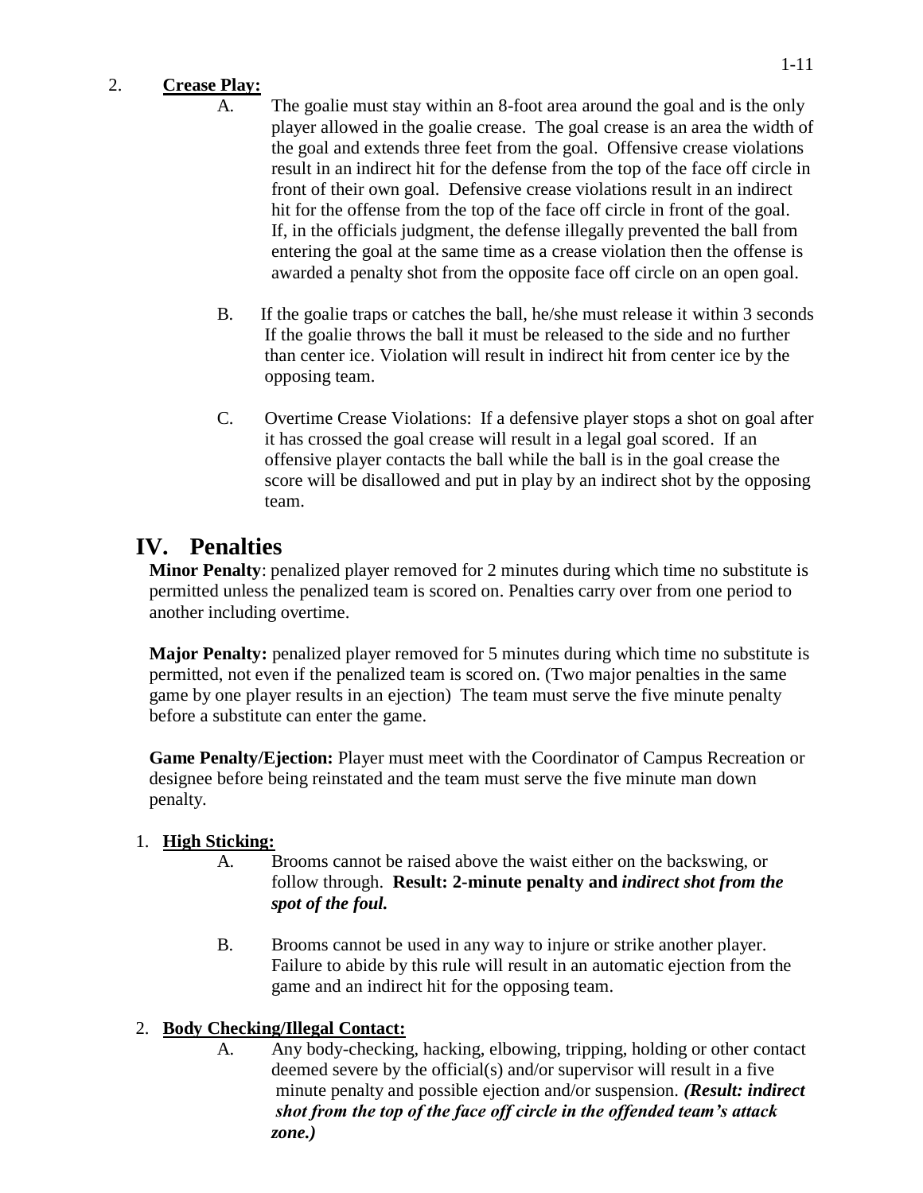2. **Crease Play:**

   A. The goalie must stay within an 8-foot area around the goal and is the only player allowed in the goalie crease. The goal crease is an area the width of the goal and extends three feet from the goal. Offensive crease violations result in an indirect hit for the defense from the top of the face off circle in front of their own goal. Defensive crease violations result in an indirect hit for the offense from the top of the face off circle in front of the goal. If, in the officials judgment, the defense illegally prevented the ball from entering the goal at the same time as a crease violation then the offense is awarded a penalty shot from the opposite face off circle on an open goal.

   B. If the goalie traps or catches the ball, he/she must release it within 3 seconds If the goalie throws the ball it must be released to the side and no further than center ice. Violation will result in indirect hit from center ice by the opposing team.

   C. Overtime Crease Violations: If a defensive player stops a shot on goal after it has crossed the goal crease will result in a legal goal scored. If an offensive player contacts the ball while the ball is in the goal crease the score will be disallowed and put in play by an indirect shot by the opposing team.

# IV. Penalties

**Minor Penalty**: penalized player removed for 2 minutes during which time no substitute is permitted unless the penalized team is scored on. Penalties carry over from one period to another including overtime.

**Major Penalty:** penalized player removed for 5 minutes during which time no substitute is permitted, not even if the penalized team is scored on. (Two major penalties in the same game by one player results in an ejection) The team must serve the five minute penalty before a substitute can enter the game.

**Game Penalty/Ejection:** Player must meet with the Coordinator of Campus Recreation or designee before being reinstated and the team must serve the five minute man down penalty.

1. **High Sticking:**

   A. Brooms cannot be raised above the waist either on the backswing, or follow through. **Result: 2-minute penalty and** ***indirect shot from the spot of the foul.***

   B. Brooms cannot be used in any way to injure or strike another player. Failure to abide by this rule will result in an automatic ejection from the game and an indirect hit for the opposing team.

2. **Body Checking/Illegal Contact:**

   A. Any body-checking, hacking, elbowing, tripping, holding or other contact deemed severe by the official(s) and/or supervisor will result in a five minute penalty and possible ejection and/or suspension. ***(Result: indirect shot from the top of the face off circle in the offended team's attack zone.)***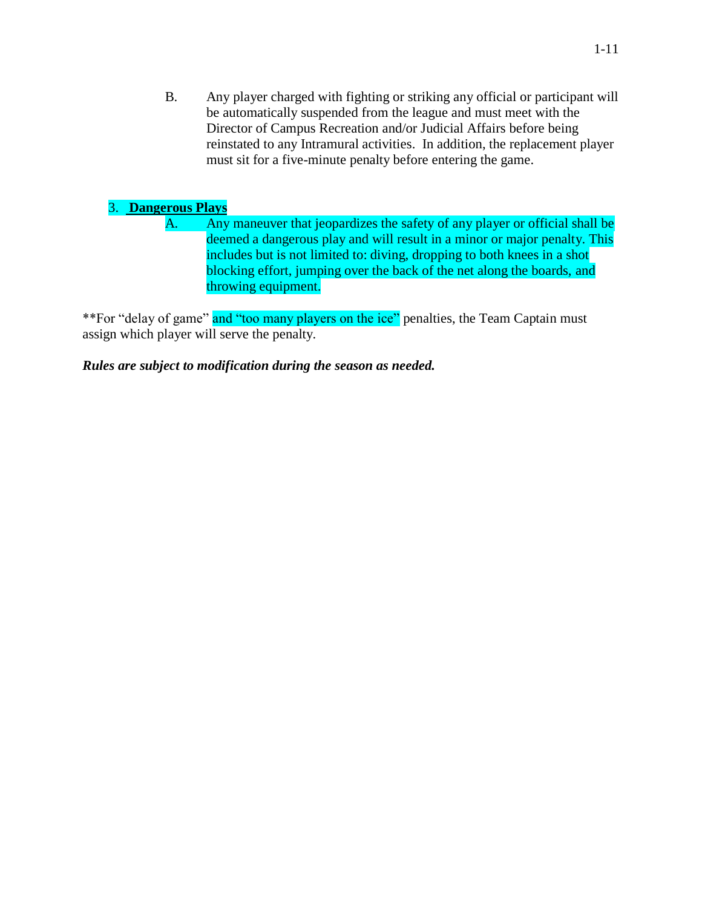B. Any player charged with fighting or striking any official or participant will be automatically suspended from the league and must meet with the Director of Campus Recreation and/or Judicial Affairs before being reinstated to any Intramural activities. In addition, the replacement player must sit for a five-minute penalty before entering the game.

3. **Dangerous Plays**

A. Any maneuver that jeopardizes the safety of any player or official shall be deemed a dangerous play and will result in a minor or major penalty. This includes but is not limited to: diving, dropping to both knees in a shot blocking effort, jumping over the back of the net along the boards, and throwing equipment.

**For "delay of game" and "too many players on the ice" penalties, the Team Captain must assign which player will serve the penalty.

***Rules are subject to modification during the season as needed.***